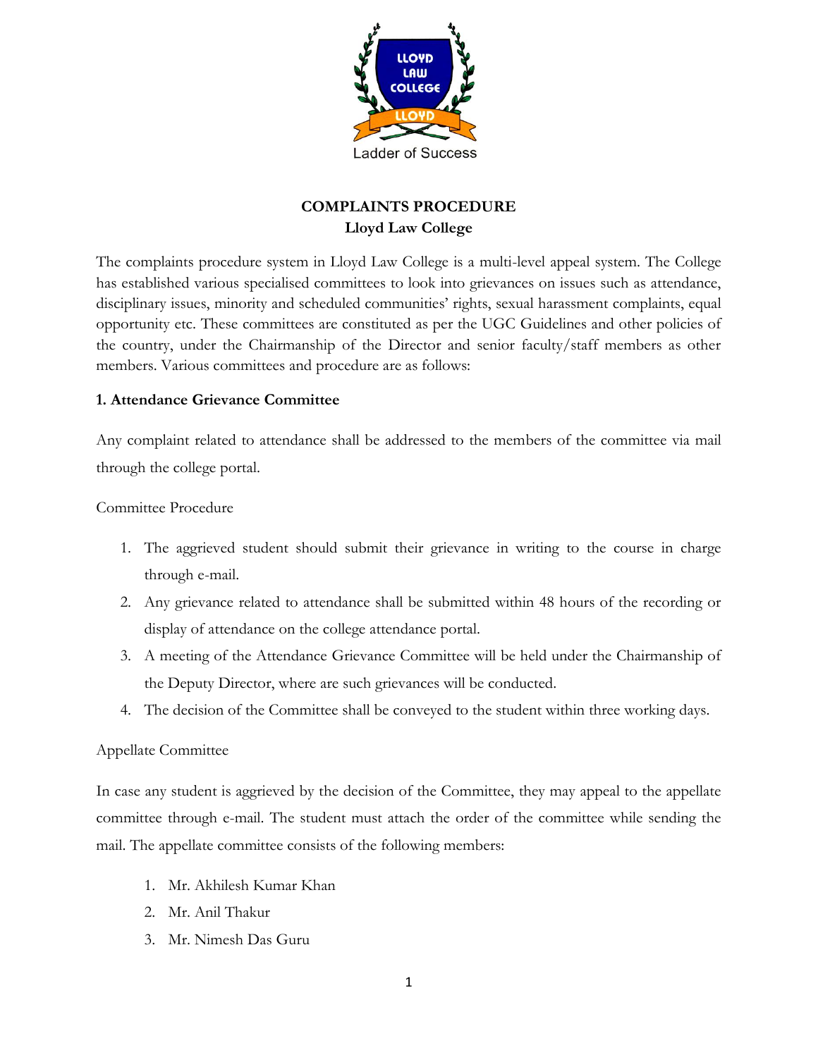# COMPLAINTS PROCEDURE
## Lloyd Law College

The complaints procedure system in Lloyd Law College is a multi-level appeal system. The College has established various specialised committees to look into grievances on issues such as attendance, disciplinary issues, minority and scheduled communities' rights, sexual harassment complaints, equal opportunity etc. These committees are constituted as per the UGC Guidelines and other policies of the country, under the Chairmanship of the Director and senior faculty/staff members as other members. Various committees and procedure are as follows:

### 1. Attendance Grievance Committee

Any complaint related to attendance shall be addressed to the members of the committee via mail through the college portal.

Committee Procedure

1. The aggrieved student should submit their grievance in writing to the course in charge through e-mail.
2. Any grievance related to attendance shall be submitted within 48 hours of the recording or display of attendance on the college attendance portal.
3. A meeting of the Attendance Grievance Committee will be held under the Chairmanship of the Deputy Director, where are such grievances will be conducted.
4. The decision of the Committee shall be conveyed to the student within three working days.

Appellate Committee

In case any student is aggrieved by the decision of the Committee, they may appeal to the appellate committee through e-mail. The student must attach the order of the committee while sending the mail. The appellate committee consists of the following members:

1. Mr. Akhilesh Kumar Khan
2. Mr. Anil Thakur
3. Mr. Nimesh Das Guru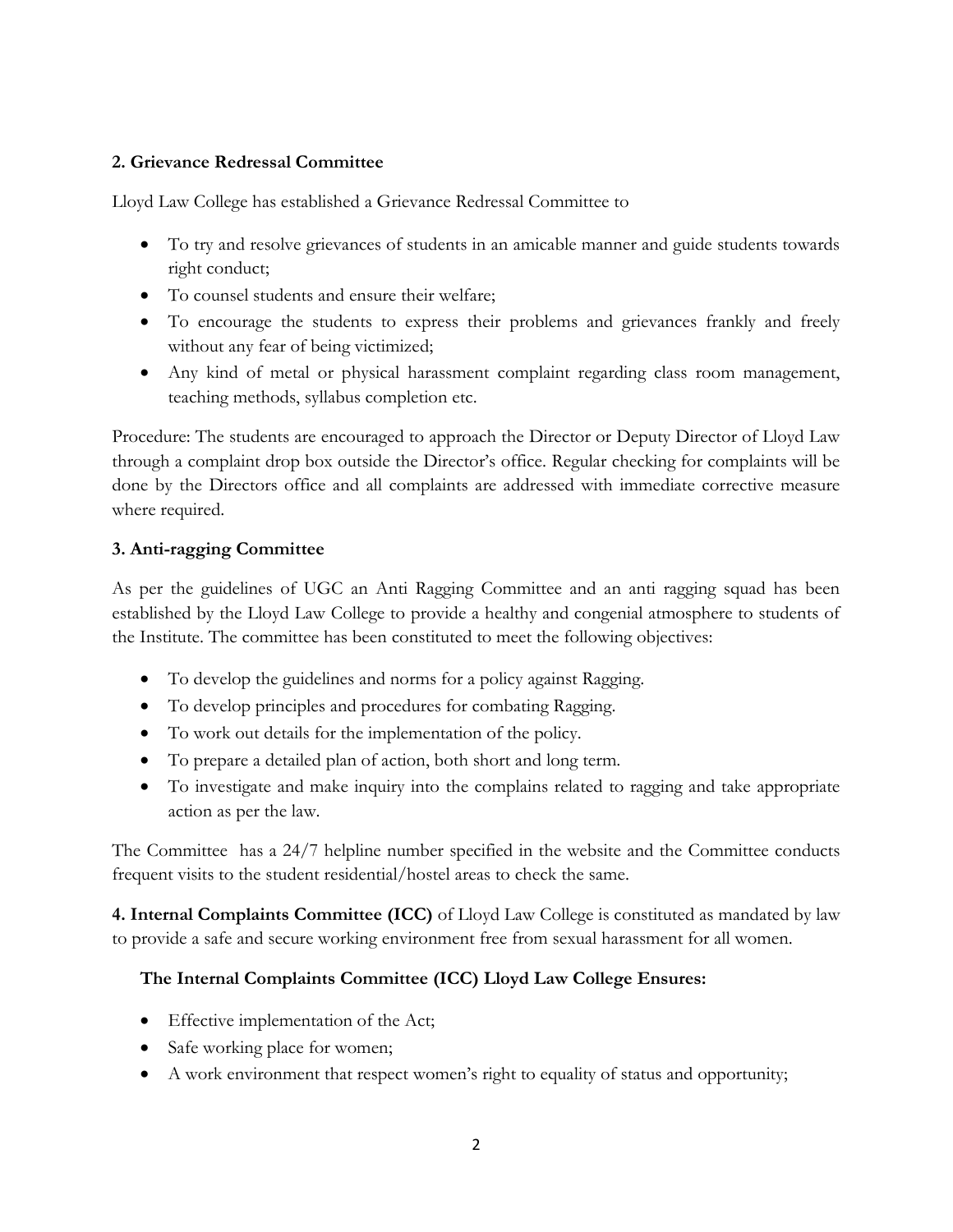**2. Grievance Redressal Committee**

Lloyd Law College has established a Grievance Redressal Committee to

- To try and resolve grievances of students in an amicable manner and guide students towards right conduct;
- To counsel students and ensure their welfare;
- To encourage the students to express their problems and grievances frankly and freely without any fear of being victimized;
- Any kind of metal or physical harassment complaint regarding class room management, teaching methods, syllabus completion etc.

Procedure: The students are encouraged to approach the Director or Deputy Director of Lloyd Law through a complaint drop box outside the Director's office. Regular checking for complaints will be done by the Directors office and all complaints are addressed with immediate corrective measure where required.

**3. Anti-ragging Committee**

As per the guidelines of UGC an Anti Ragging Committee and an anti ragging squad has been established by the Lloyd Law College to provide a healthy and congenial atmosphere to students of the Institute. The committee has been constituted to meet the following objectives:

- To develop the guidelines and norms for a policy against Ragging.
- To develop principles and procedures for combating Ragging.
- To work out details for the implementation of the policy.
- To prepare a detailed plan of action, both short and long term.
- To investigate and make inquiry into the complains related to ragging and take appropriate action as per the law.

The Committee has a 24/7 helpline number specified in the website and the Committee conducts frequent visits to the student residential/hostel areas to check the same.

**4. Internal Complaints Committee (ICC)** of Lloyd Law College is constituted as mandated by law to provide a safe and secure working environment free from sexual harassment for all women.

**The Internal Complaints Committee (ICC) Lloyd Law College Ensures:**

- Effective implementation of the Act;
- Safe working place for women;
- A work environment that respect women's right to equality of status and opportunity;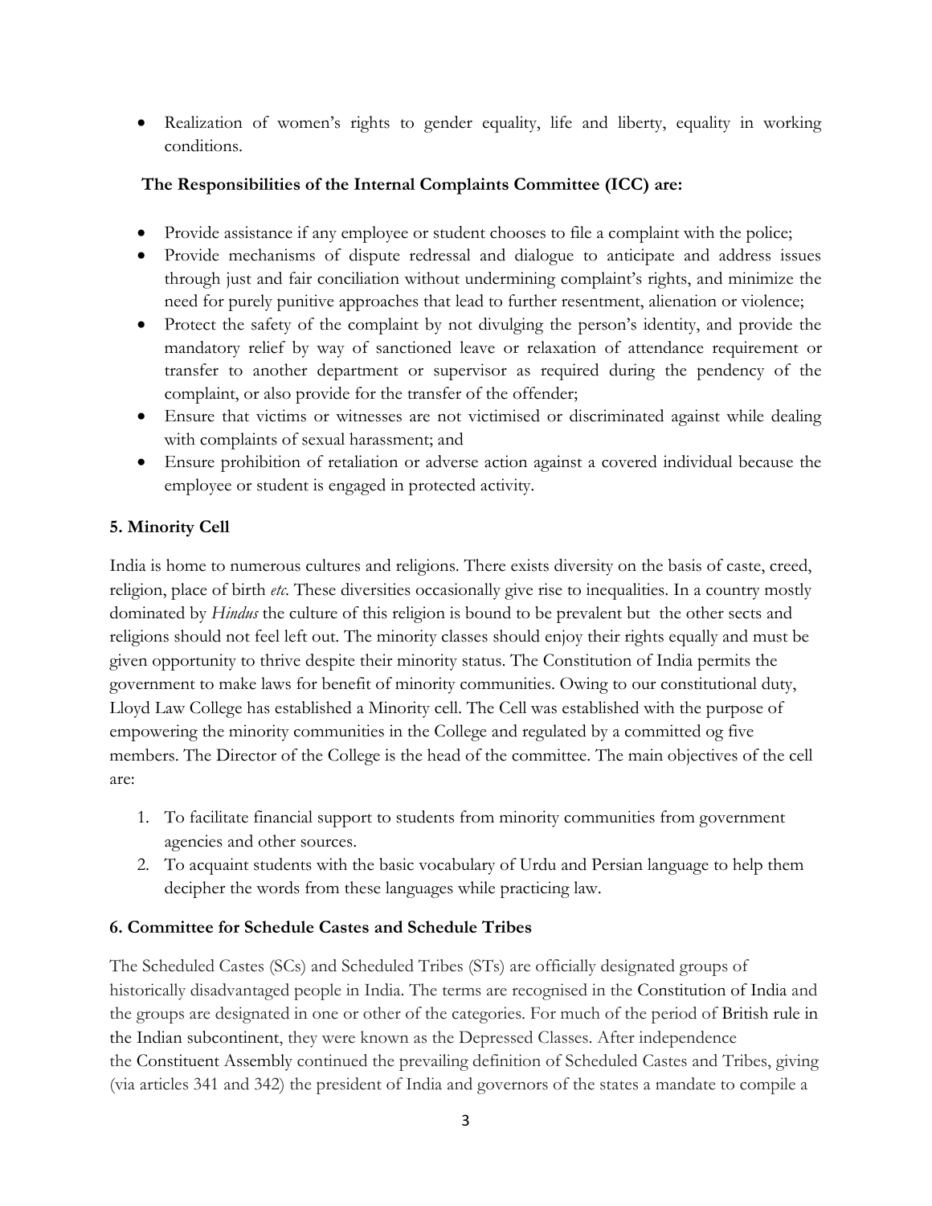- Realization of women's rights to gender equality, life and liberty, equality in working conditions.

**The Responsibilities of the Internal Complaints Committee (ICC) are:**

- Provide assistance if any employee or student chooses to file a complaint with the police;
- Provide mechanisms of dispute redressal and dialogue to anticipate and address issues through just and fair conciliation without undermining complaint's rights, and minimize the need for purely punitive approaches that lead to further resentment, alienation or violence;
- Protect the safety of the complaint by not divulging the person's identity, and provide the mandatory relief by way of sanctioned leave or relaxation of attendance requirement or transfer to another department or supervisor as required during the pendency of the complaint, or also provide for the transfer of the offender;
- Ensure that victims or witnesses are not victimised or discriminated against while dealing with complaints of sexual harassment; and
- Ensure prohibition of retaliation or adverse action against a covered individual because the employee or student is engaged in protected activity.

### 5. Minority Cell

India is home to numerous cultures and religions. There exists diversity on the basis of caste, creed, religion, place of birth *etc*. These diversities occasionally give rise to inequalities. In a country mostly dominated by *Hindus* the culture of this religion is bound to be prevalent but the other sects and religions should not feel left out. The minority classes should enjoy their rights equally and must be given opportunity to thrive despite their minority status. The Constitution of India permits the government to make laws for benefit of minority communities. Owing to our constitutional duty, Lloyd Law College has established a Minority cell. The Cell was established with the purpose of empowering the minority communities in the College and regulated by a committed og five members. The Director of the College is the head of the committee. The main objectives of the cell are:

1. To facilitate financial support to students from minority communities from government agencies and other sources.
2. To acquaint students with the basic vocabulary of Urdu and Persian language to help them decipher the words from these languages while practicing law.

### 6. Committee for Schedule Castes and Schedule Tribes

The Scheduled Castes (SCs) and Scheduled Tribes (STs) are officially designated groups of historically disadvantaged people in India. The terms are recognised in the Constitution of India and the groups are designated in one or other of the categories. For much of the period of British rule in the Indian subcontinent, they were known as the Depressed Classes. After independence the Constituent Assembly continued the prevailing definition of Scheduled Castes and Tribes, giving (via articles 341 and 342) the president of India and governors of the states a mandate to compile a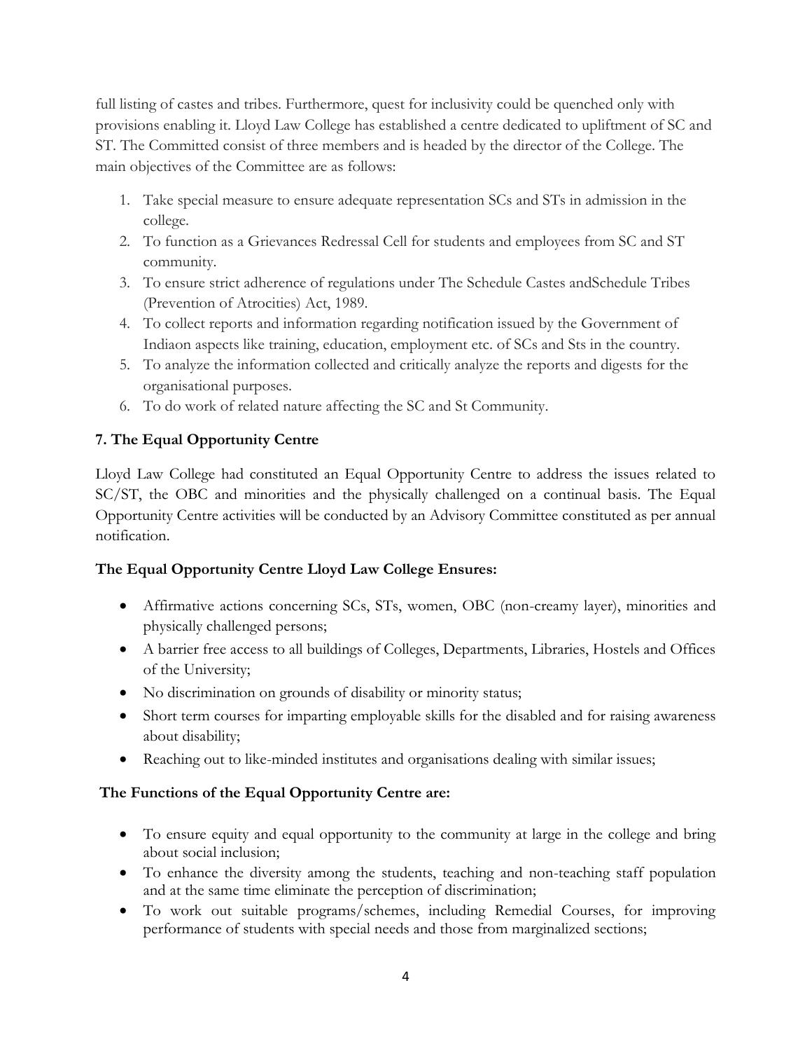full listing of castes and tribes. Furthermore, quest for inclusivity could be quenched only with provisions enabling it. Lloyd Law College has established a centre dedicated to upliftment of SC and ST. The Committed consist of three members and is headed by the director of the College. The main objectives of the Committee are as follows:

1. Take special measure to ensure adequate representation SCs and STs in admission in the college.
2. To function as a Grievances Redressal Cell for students and employees from SC and ST community.
3. To ensure strict adherence of regulations under The Schedule Castes andSchedule Tribes (Prevention of Atrocities) Act, 1989.
4. To collect reports and information regarding notification issued by the Government of Indiaon aspects like training, education, employment etc. of SCs and Sts in the country.
5. To analyze the information collected and critically analyze the reports and digests for the organisational purposes.
6. To do work of related nature affecting the SC and St Community.

**7. The Equal Opportunity Centre**

Lloyd Law College had constituted an Equal Opportunity Centre to address the issues related to SC/ST, the OBC and minorities and the physically challenged on a continual basis. The Equal Opportunity Centre activities will be conducted by an Advisory Committee constituted as per annual notification.

**The Equal Opportunity Centre Lloyd Law College Ensures:**

- Affirmative actions concerning SCs, STs, women, OBC (non-creamy layer), minorities and physically challenged persons;
- A barrier free access to all buildings of Colleges, Departments, Libraries, Hostels and Offices of the University;
- No discrimination on grounds of disability or minority status;
- Short term courses for imparting employable skills for the disabled and for raising awareness about disability;
- Reaching out to like-minded institutes and organisations dealing with similar issues;

**The Functions of the Equal Opportunity Centre are:**

- To ensure equity and equal opportunity to the community at large in the college and bring about social inclusion;
- To enhance the diversity among the students, teaching and non-teaching staff population and at the same time eliminate the perception of discrimination;
- To work out suitable programs/schemes, including Remedial Courses, for improving performance of students with special needs and those from marginalized sections;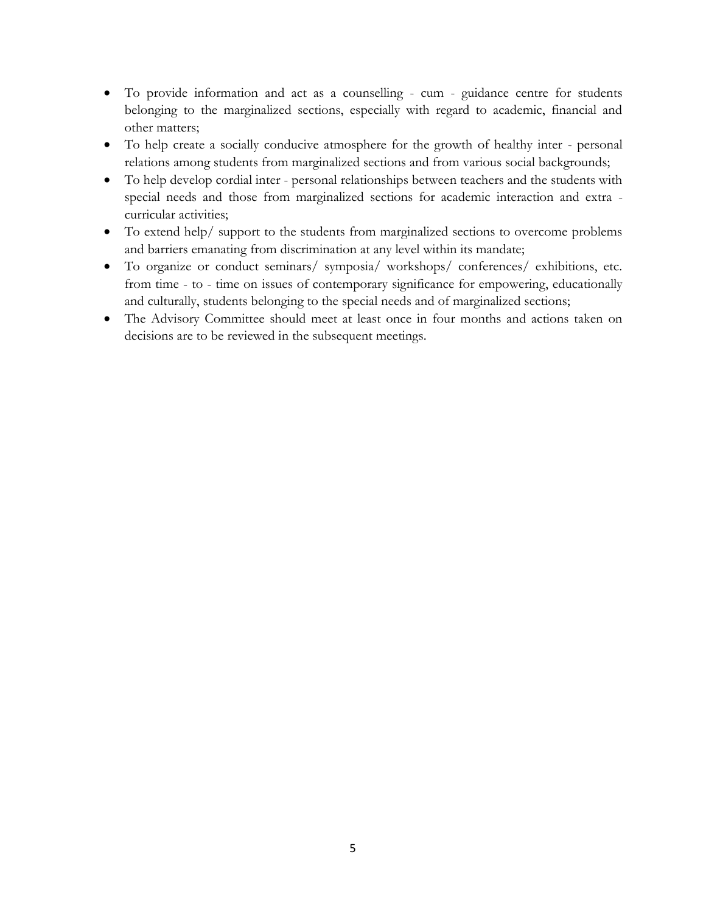- To provide information and act as a counselling - cum - guidance centre for students belonging to the marginalized sections, especially with regard to academic, financial and other matters;
- To help create a socially conducive atmosphere for the growth of healthy inter - personal relations among students from marginalized sections and from various social backgrounds;
- To help develop cordial inter - personal relationships between teachers and the students with special needs and those from marginalized sections for academic interaction and extra - curricular activities;
- To extend help/ support to the students from marginalized sections to overcome problems and barriers emanating from discrimination at any level within its mandate;
- To organize or conduct seminars/ symposia/ workshops/ conferences/ exhibitions, etc. from time - to - time on issues of contemporary significance for empowering, educationally and culturally, students belonging to the special needs and of marginalized sections;
- The Advisory Committee should meet at least once in four months and actions taken on decisions are to be reviewed in the subsequent meetings.